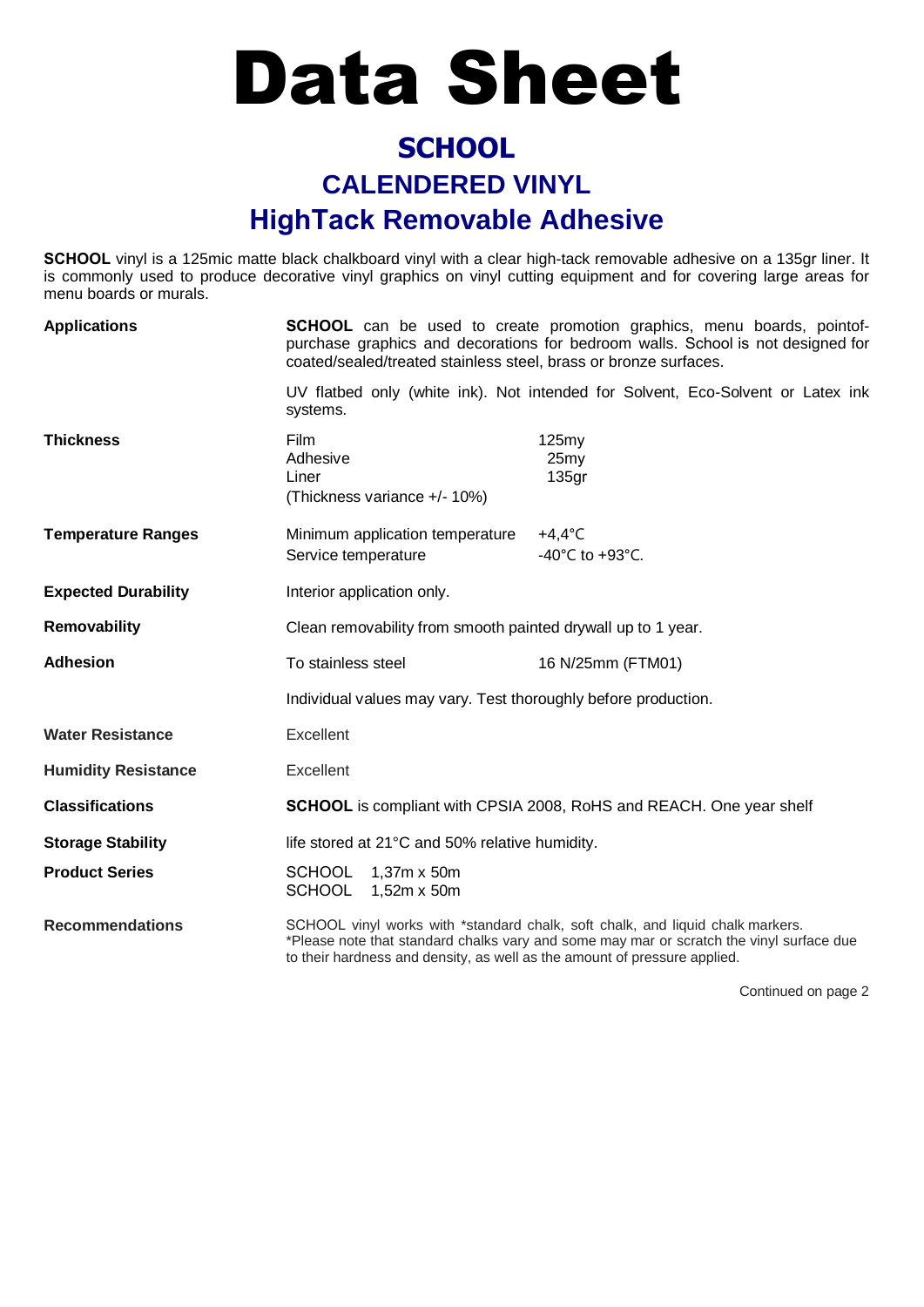# Data Sheet

## SCHOOL

## CALENDERED VINYL

## HighTack Removable Adhesive

**SCHOOL** vinyl is a 125mic matte black chalkboard vinyl with a clear high-tack removable adhesive on a 135gr liner. It is commonly used to produce decorative vinyl graphics on vinyl cutting equipment and for covering large areas for menu boards or murals.

**Applications**

**SCHOOL** can be used to create promotion graphics, menu boards, pointof-purchase graphics and decorations for bedroom walls. School is not designed for coated/sealed/treated stainless steel, brass or bronze surfaces.

UV flatbed only (white ink). Not intended for Solvent, Eco-Solvent or Latex ink systems.

**Thickness**

| | |
|---|---|
| Film | 125my |
| Adhesive | 25my |
| Liner | 135gr |
| (Thickness variance +/- 10%) | |

**Temperature Ranges**

| | |
|---|---|
| Minimum application temperature | +4,4°C |
| Service temperature | -40°C to +93°C. |

**Expected Durability**

Interior application only.

**Removability**

Clean removability from smooth painted drywall up to 1 year.

**Adhesion**

| | |
|---|---|
| To stainless steel | 16 N/25mm (FTM01) |

Individual values may vary. Test thoroughly before production.

**Water Resistance**

Excellent

**Humidity Resistance**

Excellent

**Classifications**

**SCHOOL** is compliant with CPSIA 2008, RoHS and REACH. One year shelf

**Storage Stability**

life stored at 21°C and 50% relative humidity.

**Product Series**

SCHOOL 1,37m x 50m
SCHOOL 1,52m x 50m

**Recommendations**

SCHOOL vinyl works with *standard chalk, soft chalk, and liquid chalk markers.
*Please note that standard chalks vary and some may mar or scratch the vinyl surface due to their hardness and density, as well as the amount of pressure applied.

Continued on page 2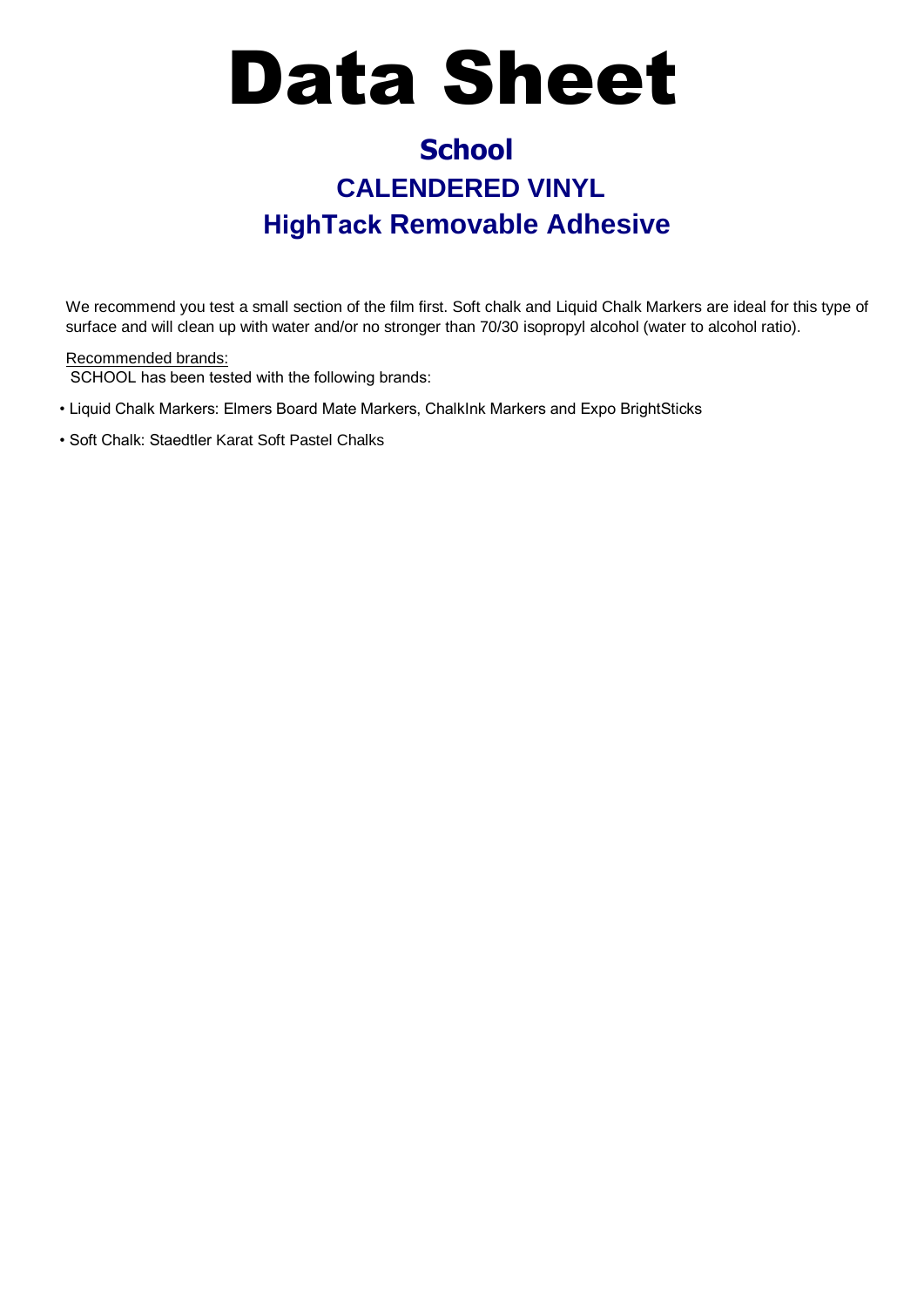# Data Sheet

## School

## CALENDERED VINYL

## HighTack Removable Adhesive

We recommend you test a small section of the film first. Soft chalk and Liquid Chalk Markers are ideal for this type of surface and will clean up with water and/or no stronger than 70/30 isopropyl alcohol (water to alcohol ratio).

Recommended brands:

SCHOOL has been tested with the following brands:

- Liquid Chalk Markers: Elmers Board Mate Markers, ChalkInk Markers and Expo BrightSticks
- Soft Chalk: Staedtler Karat Soft Pastel Chalks